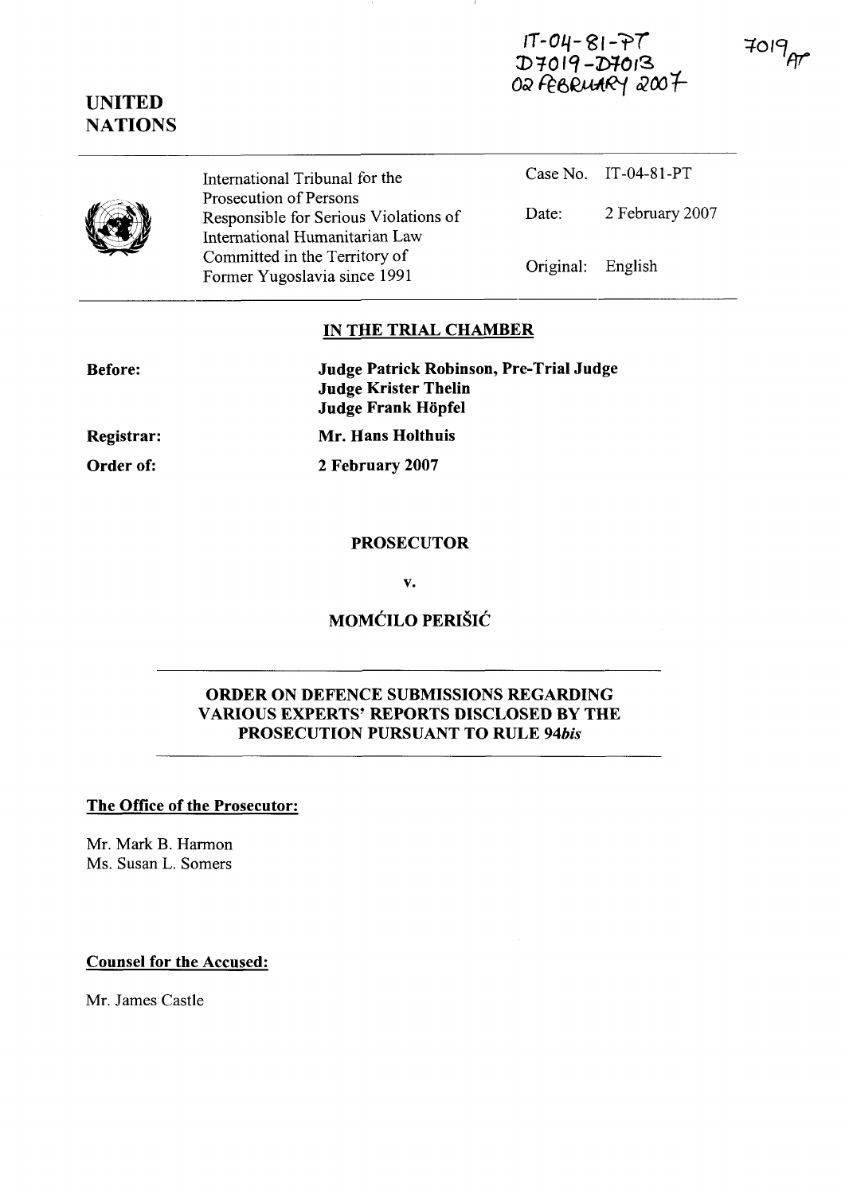IT-04-81-PT
D7019-D7013
02 FEBRUARY 2007

7019 AT

UNITED NATIONS

| International Tribunal for the Prosecution of Persons Responsible for Serious Violations of International Humanitarian Law Committed in the Territory of Former Yugoslavia since 1991 | Case No. | IT-04-81-PT |
|---|---|---|
| | Date: | 2 February 2007 |
| | Original: | English |

## IN THE TRIAL CHAMBER

**Before:** **Judge Patrick Robinson, Pre-Trial Judge**
**Judge Krister Thelin**
**Judge Frank Höpfel**

**Registrar:** **Mr. Hans Holthuis**

**Order of:** **2 February 2007**

**PROSECUTOR**

**v.**

**MOMĆILO PERIŠIĆ**

**ORDER ON DEFENCE SUBMISSIONS REGARDING VARIOUS EXPERTS' REPORTS DISCLOSED BY THE PROSECUTION PURSUANT TO RULE 94*bis***

**The Office of the Prosecutor:**

Mr. Mark B. Harmon
Ms. Susan L. Somers

**Counsel for the Accused:**

Mr. James Castle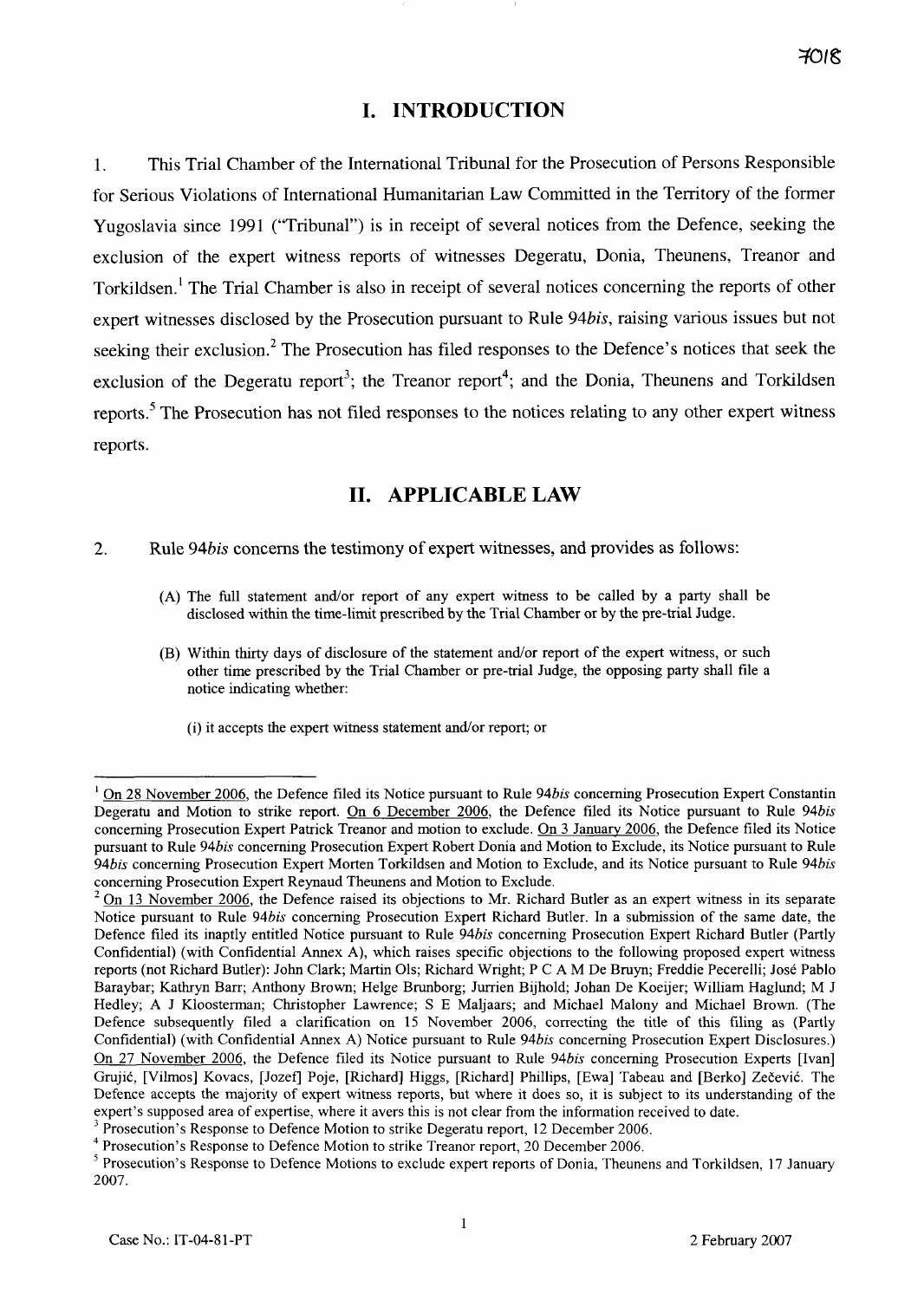# I. INTRODUCTION

1. This Trial Chamber of the International Tribunal for the Prosecution of Persons Responsible for Serious Violations of International Humanitarian Law Committed in the Territory of the former Yugoslavia since 1991 ("Tribunal") is in receipt of several notices from the Defence, seeking the exclusion of the expert witness reports of witnesses Degeratu, Donia, Theunens, Treanor and Torkildsen.[1] The Trial Chamber is also in receipt of several notices concerning the reports of other expert witnesses disclosed by the Prosecution pursuant to Rule 94*bis*, raising various issues but not seeking their exclusion.[2] The Prosecution has filed responses to the Defence's notices that seek the exclusion of the Degeratu report[3]; the Treanor report[4]; and the Donia, Theunens and Torkildsen reports.[5] The Prosecution has not filed responses to the notices relating to any other expert witness reports.

# II. APPLICABLE LAW

2. Rule 94*bis* concerns the testimony of expert witnesses, and provides as follows:

> (A) The full statement and/or report of any expert witness to be called by a party shall be disclosed within the time-limit prescribed by the Trial Chamber or by the pre-trial Judge.
>
> (B) Within thirty days of disclosure of the statement and/or report of the expert witness, or such other time prescribed by the Trial Chamber or pre-trial Judge, the opposing party shall file a notice indicating whether:
>
> (i) it accepts the expert witness statement and/or report; or

---

[1] On 28 November 2006, the Defence filed its Notice pursuant to Rule 94*bis* concerning Prosecution Expert Constantin Degeratu and Motion to strike report. On 6 December 2006, the Defence filed its Notice pursuant to Rule 94*bis* concerning Prosecution Expert Patrick Treanor and motion to exclude. On 3 January 2006, the Defence filed its Notice pursuant to Rule 94*bis* concerning Prosecution Expert Robert Donia and Motion to Exclude, its Notice pursuant to Rule 94*bis* concerning Prosecution Expert Morten Torkildsen and Motion to Exclude, and its Notice pursuant to Rule 94*bis* concerning Prosecution Expert Reynaud Theunens and Motion to Exclude.

[2] On 13 November 2006, the Defence raised its objections to Mr. Richard Butler as an expert witness in its separate Notice pursuant to Rule 94*bis* concerning Prosecution Expert Richard Butler. In a submission of the same date, the Defence filed its inaptly entitled Notice pursuant to Rule 94*bis* concerning Prosecution Expert Richard Butler (Partly Confidential) (with Confidential Annex A), which raises specific objections to the following proposed expert witness reports (not Richard Butler): John Clark; Martin Ols; Richard Wright; P C A M De Bruyn; Freddie Pecerelli; José Pablo Baraybar; Kathryn Barr; Anthony Brown; Helge Brunborg; Jurrien Bijhold; Johan De Koeijer; William Haglund; M J Hedley; A J Kloosterman; Christopher Lawrence; S E Maljaars; and Michael Malony and Michael Brown. (The Defence subsequently filed a clarification on 15 November 2006, correcting the title of this filing as (Partly Confidential) (with Confidential Annex A) Notice pursuant to Rule 94*bis* concerning Prosecution Expert Disclosures.) On 27 November 2006, the Defence filed its Notice pursuant to Rule 94*bis* concerning Prosecution Experts [Ivan] Grujić, [Vilmos] Kovacs, [Jozef] Poje, [Richard] Higgs, [Richard] Phillips, [Ewa] Tabeau and [Berko] Zečević. The Defence accepts the majority of expert witness reports, but where it does so, it is subject to its understanding of the expert's supposed area of expertise, where it avers this is not clear from the information received to date.

[3] Prosecution's Response to Defence Motion to strike Degeratu report, 12 December 2006.

[4] Prosecution's Response to Defence Motion to strike Treanor report, 20 December 2006.

[5] Prosecution's Response to Defence Motions to exclude expert reports of Donia, Theunens and Torkildsen, 17 January 2007.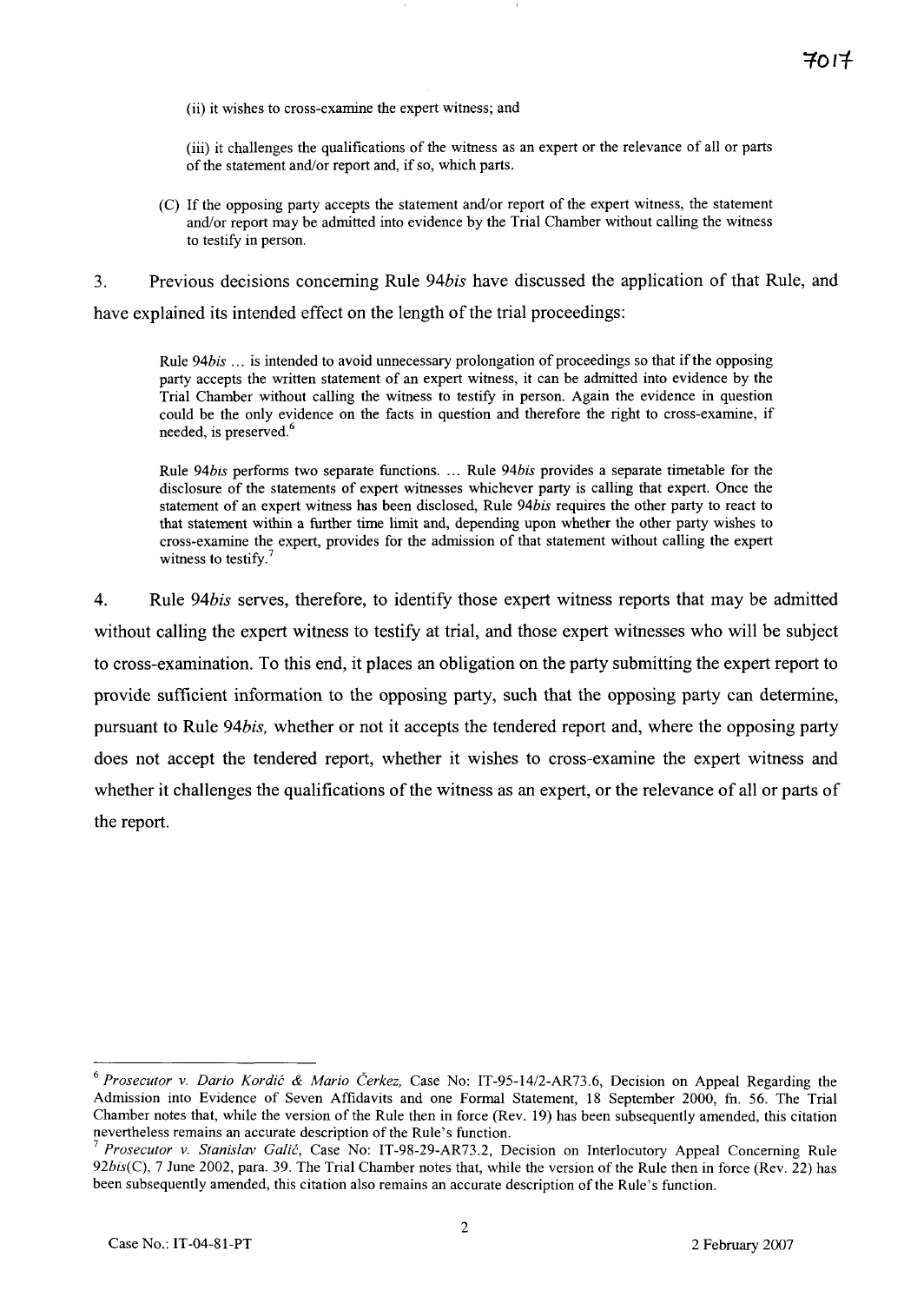(ii) it wishes to cross-examine the expert witness; and

(iii) it challenges the qualifications of the witness as an expert or the relevance of all or parts of the statement and/or report and, if so, which parts.

(C) If the opposing party accepts the statement and/or report of the expert witness, the statement and/or report may be admitted into evidence by the Trial Chamber without calling the witness to testify in person.

3. Previous decisions concerning Rule 94*bis* have discussed the application of that Rule, and have explained its intended effect on the length of the trial proceedings:

> Rule 94*bis* … is intended to avoid unnecessary prolongation of proceedings so that if the opposing party accepts the written statement of an expert witness, it can be admitted into evidence by the Trial Chamber without calling the witness to testify in person. Again the evidence in question could be the only evidence on the facts in question and therefore the right to cross-examine, if needed, is preserved.[6]

> Rule 94*bis* performs two separate functions. … Rule 94*bis* provides a separate timetable for the disclosure of the statements of expert witnesses whichever party is calling that expert. Once the statement of an expert witness has been disclosed, Rule 94*bis* requires the other party to react to that statement within a further time limit and, depending upon whether the other party wishes to cross-examine the expert, provides for the admission of that statement without calling the expert witness to testify.[7]

4. Rule 94*bis* serves, therefore, to identify those expert witness reports that may be admitted without calling the expert witness to testify at trial, and those expert witnesses who will be subject to cross-examination. To this end, it places an obligation on the party submitting the expert report to provide sufficient information to the opposing party, such that the opposing party can determine, pursuant to Rule 94*bis*, whether or not it accepts the tendered report and, where the opposing party does not accept the tendered report, whether it wishes to cross-examine the expert witness and whether it challenges the qualifications of the witness as an expert, or the relevance of all or parts of the report.

---

[6] *Prosecutor v. Dario Kordić & Mario Čerkez*, Case No: IT-95-14/2-AR73.6, Decision on Appeal Regarding the Admission into Evidence of Seven Affidavits and one Formal Statement, 18 September 2000, fn. 56. The Trial Chamber notes that, while the version of the Rule then in force (Rev. 19) has been subsequently amended, this citation nevertheless remains an accurate description of the Rule's function.

[7] *Prosecutor v. Stanislav Galić*, Case No: IT-98-29-AR73.2, Decision on Interlocutory Appeal Concerning Rule 92*bis*(C), 7 June 2002, para. 39. The Trial Chamber notes that, while the version of the Rule then in force (Rev. 22) has been subsequently amended, this citation also remains an accurate description of the Rule's function.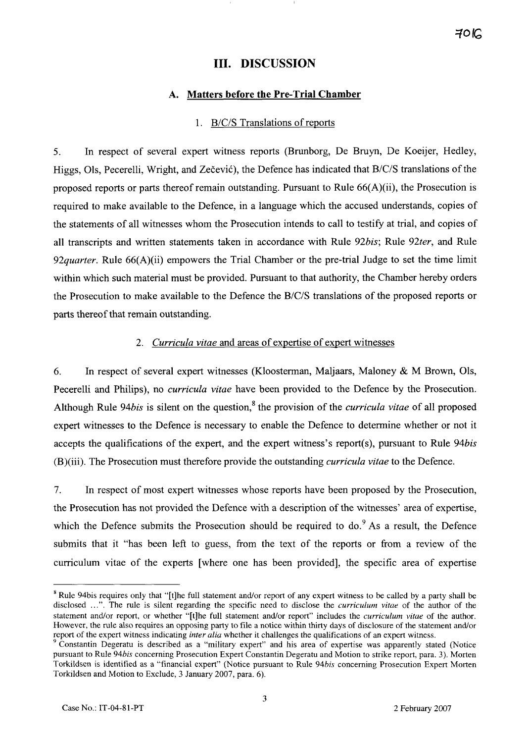# III. DISCUSSION

## A. Matters before the Pre-Trial Chamber

### 1. B/C/S Translations of reports

5. In respect of several expert witness reports (Brunborg, De Bruyn, De Koeijer, Hedley, Higgs, Ols, Pecerelli, Wright, and Zečević), the Defence has indicated that B/C/S translations of the proposed reports or parts thereof remain outstanding. Pursuant to Rule 66(A)(ii), the Prosecution is required to make available to the Defence, in a language which the accused understands, copies of the statements of all witnesses whom the Prosecution intends to call to testify at trial, and copies of all transcripts and written statements taken in accordance with Rule 92*bis*; Rule 92*ter*, and Rule 92*quarter*. Rule 66(A)(ii) empowers the Trial Chamber or the pre-trial Judge to set the time limit within which such material must be provided. Pursuant to that authority, the Chamber hereby orders the Prosecution to make available to the Defence the B/C/S translations of the proposed reports or parts thereof that remain outstanding.

### 2. *Curricula vitae* and areas of expertise of expert witnesses

6. In respect of several expert witnesses (Kloosterman, Maljaars, Maloney & M Brown, Ols, Pecerelli and Philips), no *curricula vitae* have been provided to the Defence by the Prosecution. Although Rule 94*bis* is silent on the question,[8] the provision of the *curricula vitae* of all proposed expert witnesses to the Defence is necessary to enable the Defence to determine whether or not it accepts the qualifications of the expert, and the expert witness's report(s), pursuant to Rule 94*bis* (B)(iii). The Prosecution must therefore provide the outstanding *curricula vitae* to the Defence.

7. In respect of most expert witnesses whose reports have been proposed by the Prosecution, the Prosecution has not provided the Defence with a description of the witnesses' area of expertise, which the Defence submits the Prosecution should be required to do.[9] As a result, the Defence submits that it "has been left to guess, from the text of the reports or from a review of the curriculum vitae of the experts [where one has been provided], the specific area of expertise

---

[8] Rule 94bis requires only that "[t]he full statement and/or report of any expert witness to be called by a party shall be disclosed …". The rule is silent regarding the specific need to disclose the *curriculum vitae* of the author of the statement and/or report, or whether "[t]he full statement and/or report" includes the *curriculum vitae* of the author. However, the rule also requires an opposing party to file a notice within thirty days of disclosure of the statement and/or report of the expert witness indicating *inter alia* whether it challenges the qualifications of an expert witness.

[9] Constantin Degeratu is described as a "military expert" and his area of expertise was apparently stated (Notice pursuant to Rule 94*bis* concerning Prosecution Expert Constantin Degeratu and Motion to strike report, para. 3). Morten Torkildsen is identified as a "financial expert" (Notice pursuant to Rule 94*bis* concerning Prosecution Expert Morten Torkildsen and Motion to Exclude, 3 January 2007, para. 6).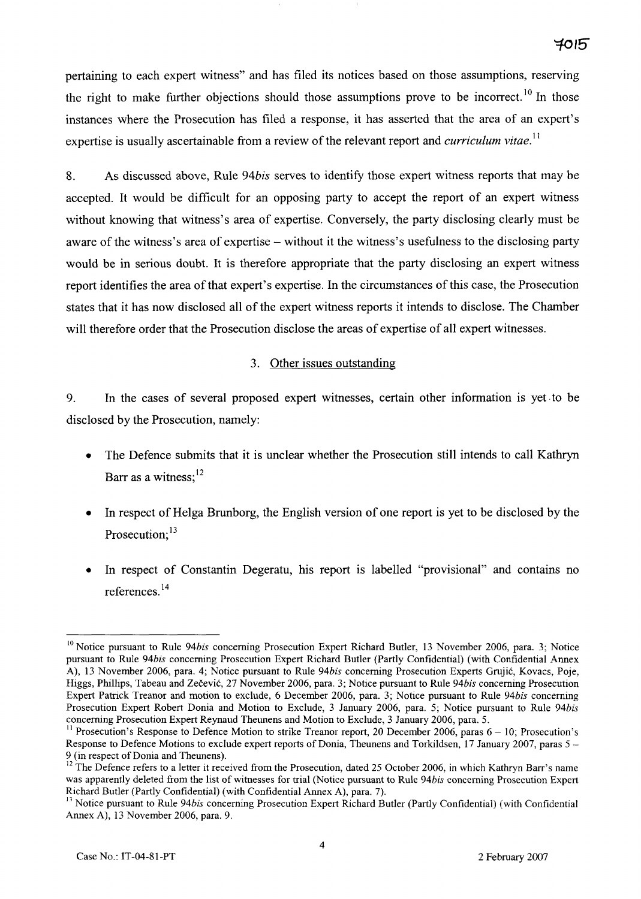pertaining to each expert witness" and has filed its notices based on those assumptions, reserving the right to make further objections should those assumptions prove to be incorrect.[10] In those instances where the Prosecution has filed a response, it has asserted that the area of an expert's expertise is usually ascertainable from a review of the relevant report and *curriculum vitae*.[11]

8. As discussed above, Rule 94*bis* serves to identify those expert witness reports that may be accepted. It would be difficult for an opposing party to accept the report of an expert witness without knowing that witness's area of expertise. Conversely, the party disclosing clearly must be aware of the witness's area of expertise – without it the witness's usefulness to the disclosing party would be in serious doubt. It is therefore appropriate that the party disclosing an expert witness report identifies the area of that expert's expertise. In the circumstances of this case, the Prosecution states that it has now disclosed all of the expert witness reports it intends to disclose. The Chamber will therefore order that the Prosecution disclose the areas of expertise of all expert witnesses.

### 3. Other issues outstanding

9. In the cases of several proposed expert witnesses, certain other information is yet to be disclosed by the Prosecution, namely:

- The Defence submits that it is unclear whether the Prosecution still intends to call Kathryn Barr as a witness;[12]
- In respect of Helga Brunborg, the English version of one report is yet to be disclosed by the Prosecution;[13]
- In respect of Constantin Degeratu, his report is labelled "provisional" and contains no references.[14]

---

[10] Notice pursuant to Rule 94*bis* concerning Prosecution Expert Richard Butler, 13 November 2006, para. 3; Notice pursuant to Rule 94*bis* concerning Prosecution Expert Richard Butler (Partly Confidential) (with Confidential Annex A), 13 November 2006, para. 4; Notice pursuant to Rule 94*bis* concerning Prosecution Experts Grujić, Kovacs, Poje, Higgs, Phillips, Tabeau and Zečević, 27 November 2006, para. 3; Notice pursuant to Rule 94*bis* concerning Prosecution Expert Patrick Treanor and motion to exclude, 6 December 2006, para. 3; Notice pursuant to Rule 94*bis* concerning Prosecution Expert Robert Donia and Motion to Exclude, 3 January 2006, para. 5; Notice pursuant to Rule 94*bis* concerning Prosecution Expert Reynaud Theunens and Motion to Exclude, 3 January 2006, para. 5.

[11] Prosecution's Response to Defence Motion to strike Treanor report, 20 December 2006, paras 6 – 10; Prosecution's Response to Defence Motions to exclude expert reports of Donia, Theunens and Torkildsen, 17 January 2007, paras 5 – 9 (in respect of Donia and Theunens).

[12] The Defence refers to a letter it received from the Prosecution, dated 25 October 2006, in which Kathryn Barr's name was apparently deleted from the list of witnesses for trial (Notice pursuant to Rule 94*bis* concerning Prosecution Expert Richard Butler (Partly Confidential) (with Confidential Annex A), para. 7).

[13] Notice pursuant to Rule 94*bis* concerning Prosecution Expert Richard Butler (Partly Confidential) (with Confidential Annex A), 13 November 2006, para. 9.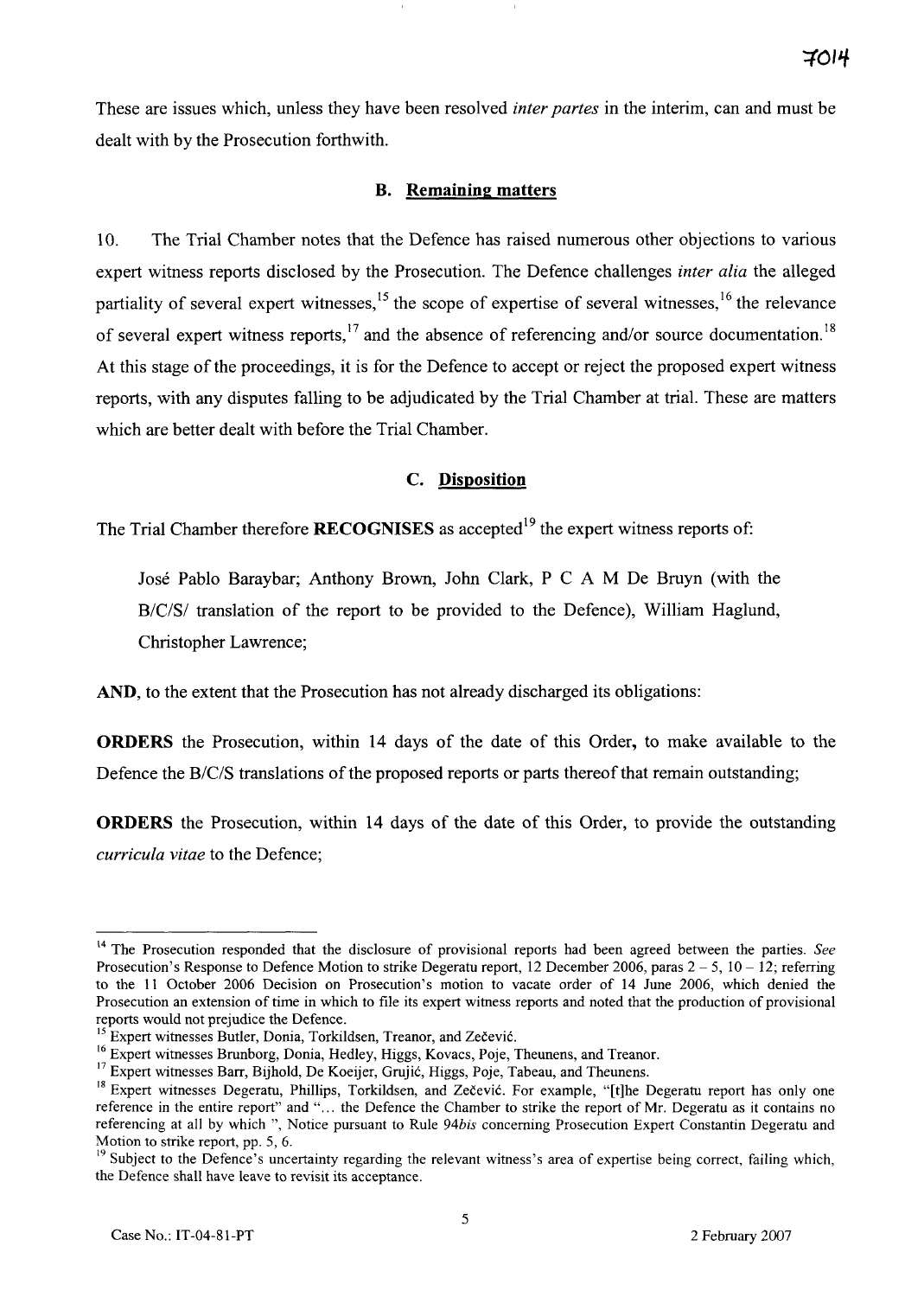These are issues which, unless they have been resolved *inter partes* in the interim, can and must be dealt with by the Prosecution forthwith.

### B. Remaining matters

10. The Trial Chamber notes that the Defence has raised numerous other objections to various expert witness reports disclosed by the Prosecution. The Defence challenges *inter alia* the alleged partiality of several expert witnesses,[15] the scope of expertise of several witnesses,[16] the relevance of several expert witness reports,[17] and the absence of referencing and/or source documentation.[18] At this stage of the proceedings, it is for the Defence to accept or reject the proposed expert witness reports, with any disputes falling to be adjudicated by the Trial Chamber at trial. These are matters which are better dealt with before the Trial Chamber.

### C. Disposition

The Trial Chamber therefore **RECOGNISES** as accepted[19] the expert witness reports of:

> José Pablo Baraybar; Anthony Brown, John Clark, P C A M De Bruyn (with the B/C/S/ translation of the report to be provided to the Defence), William Haglund, Christopher Lawrence;

**AND**, to the extent that the Prosecution has not already discharged its obligations:

**ORDERS** the Prosecution, within 14 days of the date of this Order, to make available to the Defence the B/C/S translations of the proposed reports or parts thereof that remain outstanding;

**ORDERS** the Prosecution, within 14 days of the date of this Order, to provide the outstanding *curricula vitae* to the Defence;

---

[14] The Prosecution responded that the disclosure of provisional reports had been agreed between the parties. *See* Prosecution's Response to Defence Motion to strike Degeratu report, 12 December 2006, paras 2 – 5, 10 – 12; referring to the 11 October 2006 Decision on Prosecution's motion to vacate order of 14 June 2006, which denied the Prosecution an extension of time in which to file its expert witness reports and noted that the production of provisional reports would not prejudice the Defence.

[15] Expert witnesses Butler, Donia, Torkildsen, Treanor, and Zečević.

[16] Expert witnesses Brunborg, Donia, Hedley, Higgs, Kovacs, Poje, Theunens, and Treanor.

[17] Expert witnesses Barr, Bijhold, De Koeijer, Grujić, Higgs, Poje, Tabeau, and Theunens.

[18] Expert witnesses Degeratu, Phillips, Torkildsen, and Zečević. For example, "[t]he Degeratu report has only one reference in the entire report" and "… the Defence the Chamber to strike the report of Mr. Degeratu as it contains no referencing at all by which ", Notice pursuant to Rule 94*bis* concerning Prosecution Expert Constantin Degeratu and Motion to strike report, pp. 5, 6.

[19] Subject to the Defence's uncertainty regarding the relevant witness's area of expertise being correct, failing which, the Defence shall have leave to revisit its acceptance.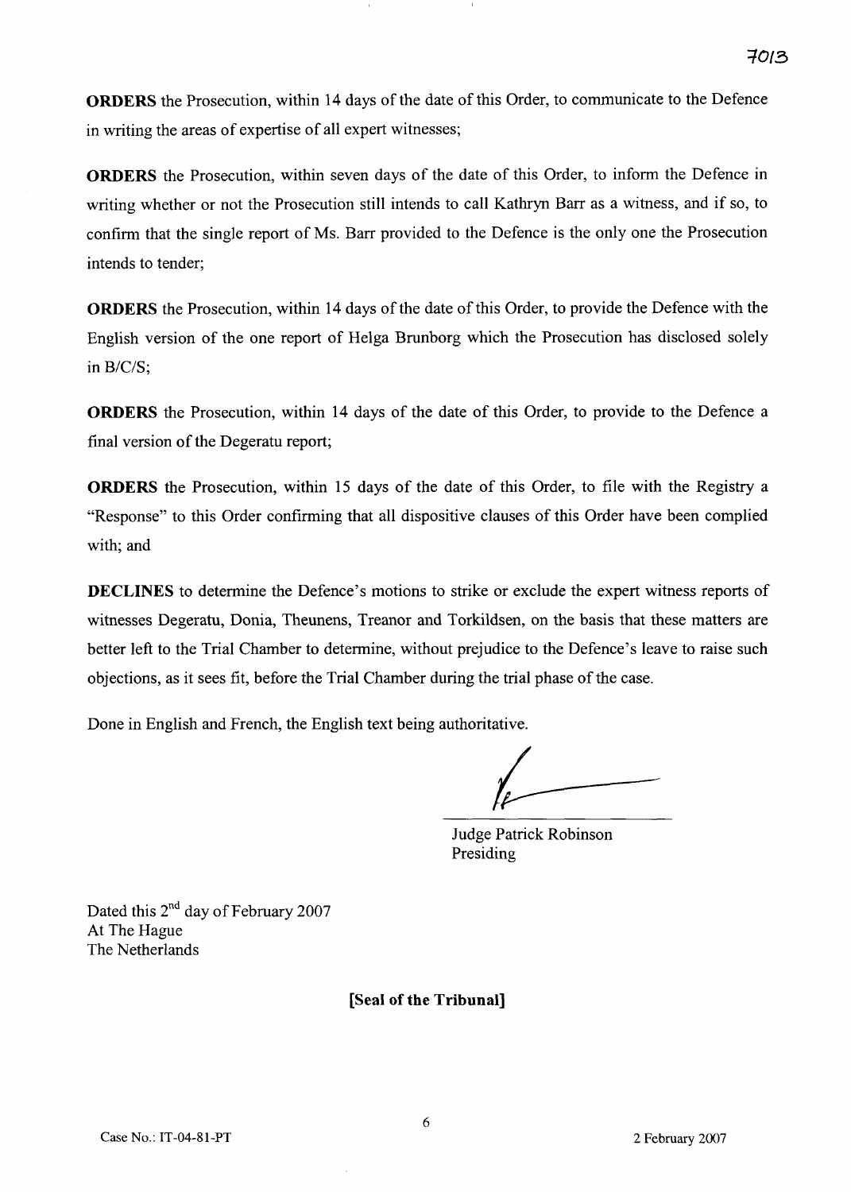**ORDERS** the Prosecution, within 14 days of the date of this Order, to communicate to the Defence in writing the areas of expertise of all expert witnesses;

**ORDERS** the Prosecution, within seven days of the date of this Order, to inform the Defence in writing whether or not the Prosecution still intends to call Kathryn Barr as a witness, and if so, to confirm that the single report of Ms. Barr provided to the Defence is the only one the Prosecution intends to tender;

**ORDERS** the Prosecution, within 14 days of the date of this Order, to provide the Defence with the English version of the one report of Helga Brunborg which the Prosecution has disclosed solely in B/C/S;

**ORDERS** the Prosecution, within 14 days of the date of this Order, to provide to the Defence a final version of the Degeratu report;

**ORDERS** the Prosecution, within 15 days of the date of this Order, to file with the Registry a "Response" to this Order confirming that all dispositive clauses of this Order have been complied with; and

**DECLINES** to determine the Defence's motions to strike or exclude the expert witness reports of witnesses Degeratu, Donia, Theunens, Treanor and Torkildsen, on the basis that these matters are better left to the Trial Chamber to determine, without prejudice to the Defence's leave to raise such objections, as it sees fit, before the Trial Chamber during the trial phase of the case.

Done in English and French, the English text being authoritative.

Judge Patrick Robinson
Presiding

Dated this 2nd day of February 2007
At The Hague
The Netherlands

**[Seal of the Tribunal]**